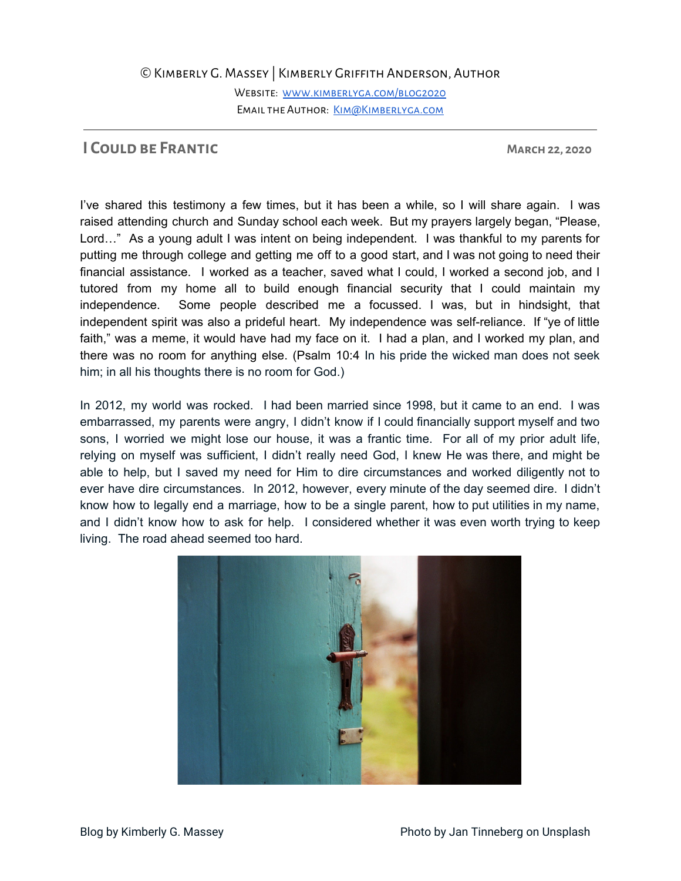© Kimberly G. Massey | Kimberly Griffith Anderson, Author

Website: [www.kimberlyga.com/blog2020](http://www.kimberlyga.com/blog2020)

Email the Author: [Kim@Kimberlyga.com](mailto:Kim@Kimberlyga.com)

---

## I Could be Frantic

**March 22, 2020**

I've shared this testimony a few times, but it has been a while, so I will share again. I was raised attending church and Sunday school each week. But my prayers largely began, "Please, Lord…" As a young adult I was intent on being independent. I was thankful to my parents for putting me through college and getting me off to a good start, and I was not going to need their financial assistance. I worked as a teacher, saved what I could, I worked a second job, and I tutored from my home all to build enough financial security that I could maintain my independence. Some people described me a focussed. I was, but in hindsight, that independent spirit was also a prideful heart. My independence was self-reliance. If "ye of little faith," was a meme, it would have had my face on it. I had a plan, and I worked my plan, and there was no room for anything else. (Psalm 10:4 In his pride the wicked man does not seek him; in all his thoughts there is no room for God.)

In 2012, my world was rocked. I had been married since 1998, but it came to an end. I was embarrassed, my parents were angry, I didn't know if I could financially support myself and two sons, I worried we might lose our house, it was a frantic time. For all of my prior adult life, relying on myself was sufficient, I didn't really need God, I knew He was there, and might be able to help, but I saved my need for Him to dire circumstances and worked diligently not to ever have dire circumstances. In 2012, however, every minute of the day seemed dire. I didn't know how to legally end a marriage, how to be a single parent, how to put utilities in my name, and I didn't know how to ask for help. I considered whether it was even worth trying to keep living. The road ahead seemed too hard.

Blog by Kimberly G. Massey

Photo by Jan Tinneberg on Unsplash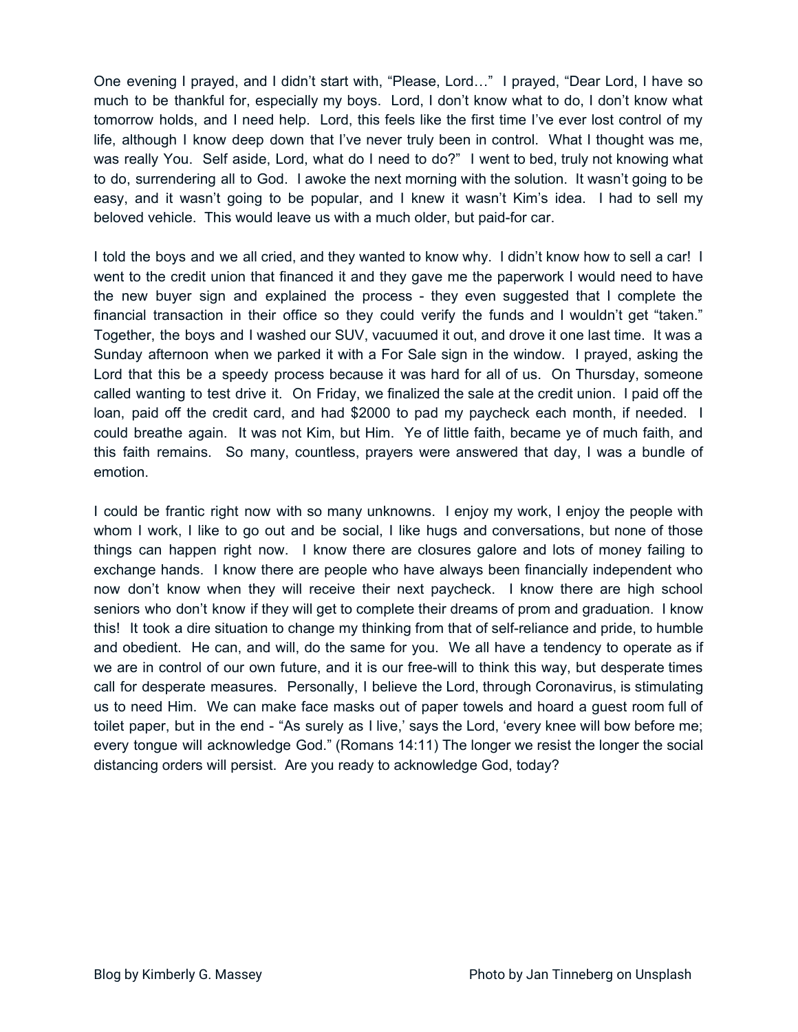One evening I prayed, and I didn't start with, "Please, Lord…" I prayed, "Dear Lord, I have so much to be thankful for, especially my boys. Lord, I don't know what to do, I don't know what tomorrow holds, and I need help. Lord, this feels like the first time I've ever lost control of my life, although I know deep down that I've never truly been in control. What I thought was me, was really You. Self aside, Lord, what do I need to do?" I went to bed, truly not knowing what to do, surrendering all to God. I awoke the next morning with the solution. It wasn't going to be easy, and it wasn't going to be popular, and I knew it wasn't Kim's idea. I had to sell my beloved vehicle. This would leave us with a much older, but paid-for car.

I told the boys and we all cried, and they wanted to know why. I didn't know how to sell a car! I went to the credit union that financed it and they gave me the paperwork I would need to have the new buyer sign and explained the process - they even suggested that I complete the financial transaction in their office so they could verify the funds and I wouldn't get "taken." Together, the boys and I washed our SUV, vacuumed it out, and drove it one last time. It was a Sunday afternoon when we parked it with a For Sale sign in the window. I prayed, asking the Lord that this be a speedy process because it was hard for all of us. On Thursday, someone called wanting to test drive it. On Friday, we finalized the sale at the credit union. I paid off the loan, paid off the credit card, and had $2000 to pad my paycheck each month, if needed. I could breathe again. It was not Kim, but Him. Ye of little faith, became ye of much faith, and this faith remains. So many, countless, prayers were answered that day, I was a bundle of emotion.

I could be frantic right now with so many unknowns. I enjoy my work, I enjoy the people with whom I work, I like to go out and be social, I like hugs and conversations, but none of those things can happen right now. I know there are closures galore and lots of money failing to exchange hands. I know there are people who have always been financially independent who now don't know when they will receive their next paycheck. I know there are high school seniors who don't know if they will get to complete their dreams of prom and graduation. I know this! It took a dire situation to change my thinking from that of self-reliance and pride, to humble and obedient. He can, and will, do the same for you. We all have a tendency to operate as if we are in control of our own future, and it is our free-will to think this way, but desperate times call for desperate measures. Personally, I believe the Lord, through Coronavirus, is stimulating us to need Him. We can make face masks out of paper towels and hoard a guest room full of toilet paper, but in the end - "As surely as I live,' says the Lord, 'every knee will bow before me; every tongue will acknowledge God." (Romans 14:11) The longer we resist the longer the social distancing orders will persist. Are you ready to acknowledge God, today?

Blog by Kimberly G. Massey

Photo by Jan Tinneberg on Unsplash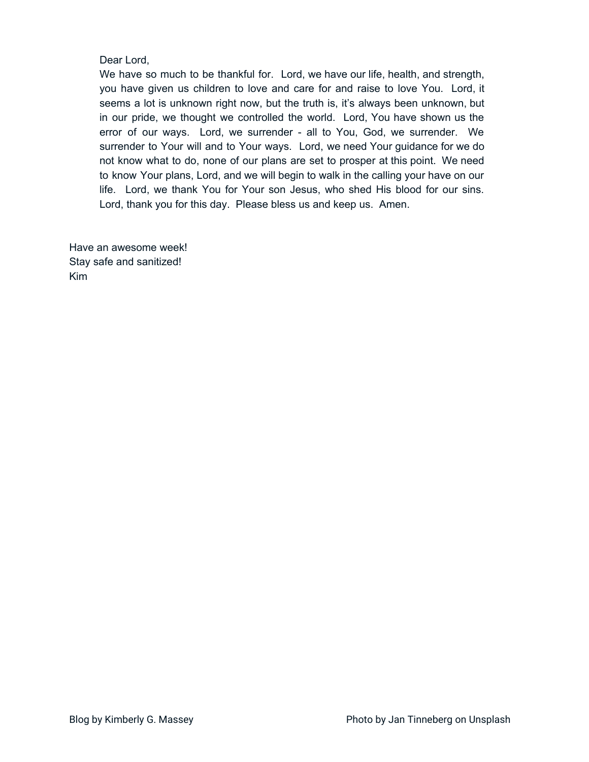Dear Lord,

We have so much to be thankful for. Lord, we have our life, health, and strength, you have given us children to love and care for and raise to love You. Lord, it seems a lot is unknown right now, but the truth is, it's always been unknown, but in our pride, we thought we controlled the world. Lord, You have shown us the error of our ways. Lord, we surrender - all to You, God, we surrender. We surrender to Your will and to Your ways. Lord, we need Your guidance for we do not know what to do, none of our plans are set to prosper at this point. We need to know Your plans, Lord, and we will begin to walk in the calling your have on our life. Lord, we thank You for Your son Jesus, who shed His blood for our sins. Lord, thank you for this day. Please bless us and keep us. Amen.

Have an awesome week!
Stay safe and sanitized!
Kim

Blog by Kimberly G. Massey

Photo by Jan Tinneberg on Unsplash